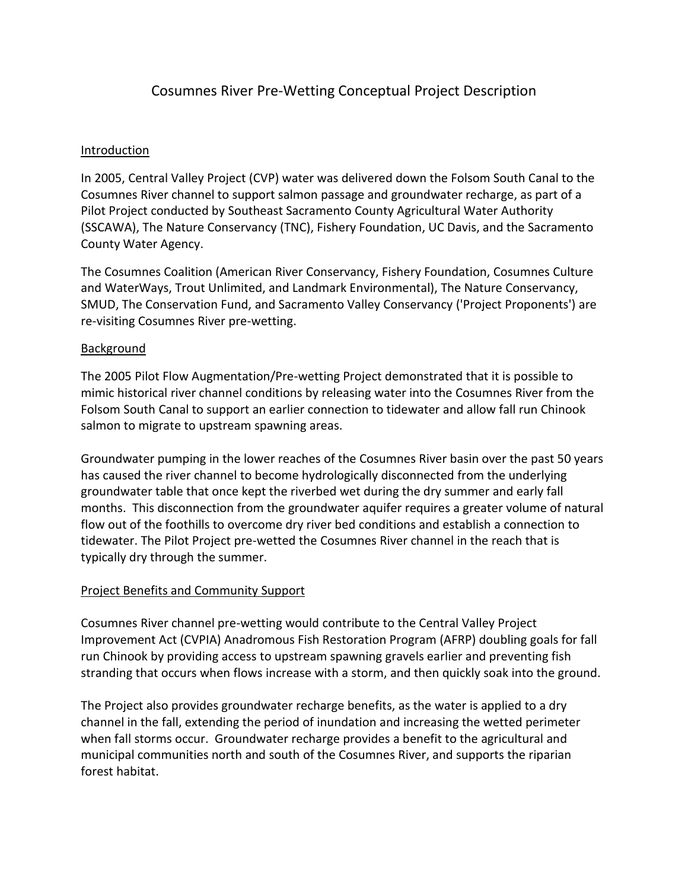# Cosumnes River Pre-Wetting Conceptual Project Description

## Introduction

In 2005, Central Valley Project (CVP) water was delivered down the Folsom South Canal to the Cosumnes River channel to support salmon passage and groundwater recharge, as part of a Pilot Project conducted by Southeast Sacramento County Agricultural Water Authority (SSCAWA), The Nature Conservancy (TNC), Fishery Foundation, UC Davis, and the Sacramento County Water Agency.

The Cosumnes Coalition (American River Conservancy, Fishery Foundation, Cosumnes Culture and WaterWays, Trout Unlimited, and Landmark Environmental), The Nature Conservancy, SMUD, The Conservation Fund, and Sacramento Valley Conservancy ('Project Proponents') are re-visiting Cosumnes River pre-wetting.

## Background

The 2005 Pilot Flow Augmentation/Pre-wetting Project demonstrated that it is possible to mimic historical river channel conditions by releasing water into the Cosumnes River from the Folsom South Canal to support an earlier connection to tidewater and allow fall run Chinook salmon to migrate to upstream spawning areas.

Groundwater pumping in the lower reaches of the Cosumnes River basin over the past 50 years has caused the river channel to become hydrologically disconnected from the underlying groundwater table that once kept the riverbed wet during the dry summer and early fall months. This disconnection from the groundwater aquifer requires a greater volume of natural flow out of the foothills to overcome dry river bed conditions and establish a connection to tidewater. The Pilot Project pre-wetted the Cosumnes River channel in the reach that is typically dry through the summer.

## Project Benefits and Community Support

Cosumnes River channel pre-wetting would contribute to the Central Valley Project Improvement Act (CVPIA) Anadromous Fish Restoration Program (AFRP) doubling goals for fall run Chinook by providing access to upstream spawning gravels earlier and preventing fish stranding that occurs when flows increase with a storm, and then quickly soak into the ground.

The Project also provides groundwater recharge benefits, as the water is applied to a dry channel in the fall, extending the period of inundation and increasing the wetted perimeter when fall storms occur. Groundwater recharge provides a benefit to the agricultural and municipal communities north and south of the Cosumnes River, and supports the riparian forest habitat.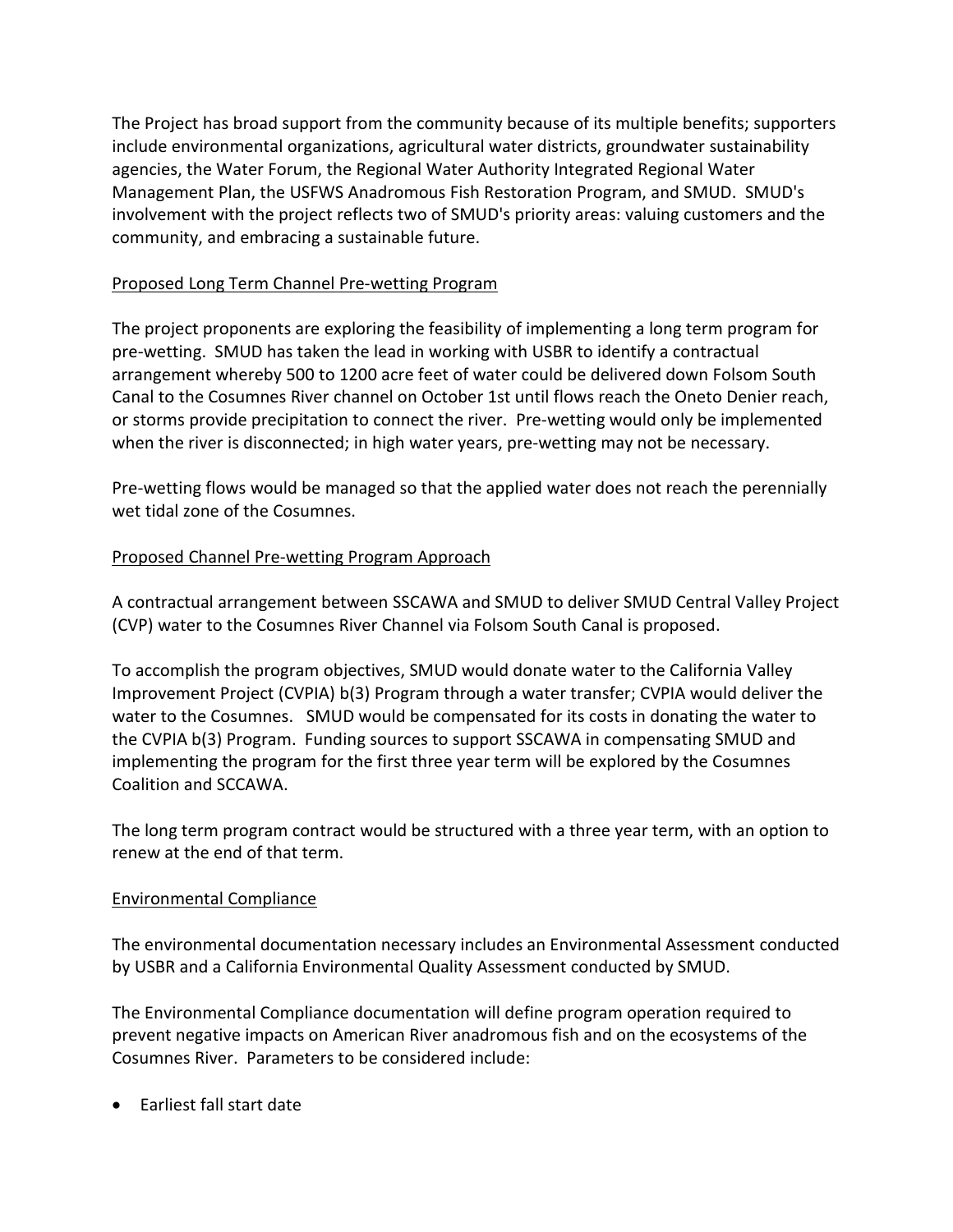The Project has broad support from the community because of its multiple benefits; supporters include environmental organizations, agricultural water districts, groundwater sustainability agencies, the Water Forum, the Regional Water Authority Integrated Regional Water Management Plan, the USFWS Anadromous Fish Restoration Program, and SMUD. SMUD's involvement with the project reflects two of SMUD's priority areas: valuing customers and the community, and embracing a sustainable future.

<u>Proposed Long Term Channel Pre-wetting Program</u>

The project proponents are exploring the feasibility of implementing a long term program for pre-wetting. SMUD has taken the lead in working with USBR to identify a contractual arrangement whereby 500 to 1200 acre feet of water could be delivered down Folsom South Canal to the Cosumnes River channel on October 1st until flows reach the Oneto Denier reach, or storms provide precipitation to connect the river. Pre-wetting would only be implemented when the river is disconnected; in high water years, pre-wetting may not be necessary.

Pre-wetting flows would be managed so that the applied water does not reach the perennially wet tidal zone of the Cosumnes.

<u>Proposed Channel Pre-wetting Program Approach</u>

A contractual arrangement between SSCAWA and SMUD to deliver SMUD Central Valley Project (CVP) water to the Cosumnes River Channel via Folsom South Canal is proposed.

To accomplish the program objectives, SMUD would donate water to the California Valley Improvement Project (CVPIA) b(3) Program through a water transfer; CVPIA would deliver the water to the Cosumnes. SMUD would be compensated for its costs in donating the water to the CVPIA b(3) Program. Funding sources to support SSCAWA in compensating SMUD and implementing the program for the first three year term will be explored by the Cosumnes Coalition and SCCAWA.

The long term program contract would be structured with a three year term, with an option to renew at the end of that term.

<u>Environmental Compliance</u>

The environmental documentation necessary includes an Environmental Assessment conducted by USBR and a California Environmental Quality Assessment conducted by SMUD.

The Environmental Compliance documentation will define program operation required to prevent negative impacts on American River anadromous fish and on the ecosystems of the Cosumnes River. Parameters to be considered include:

- Earliest fall start date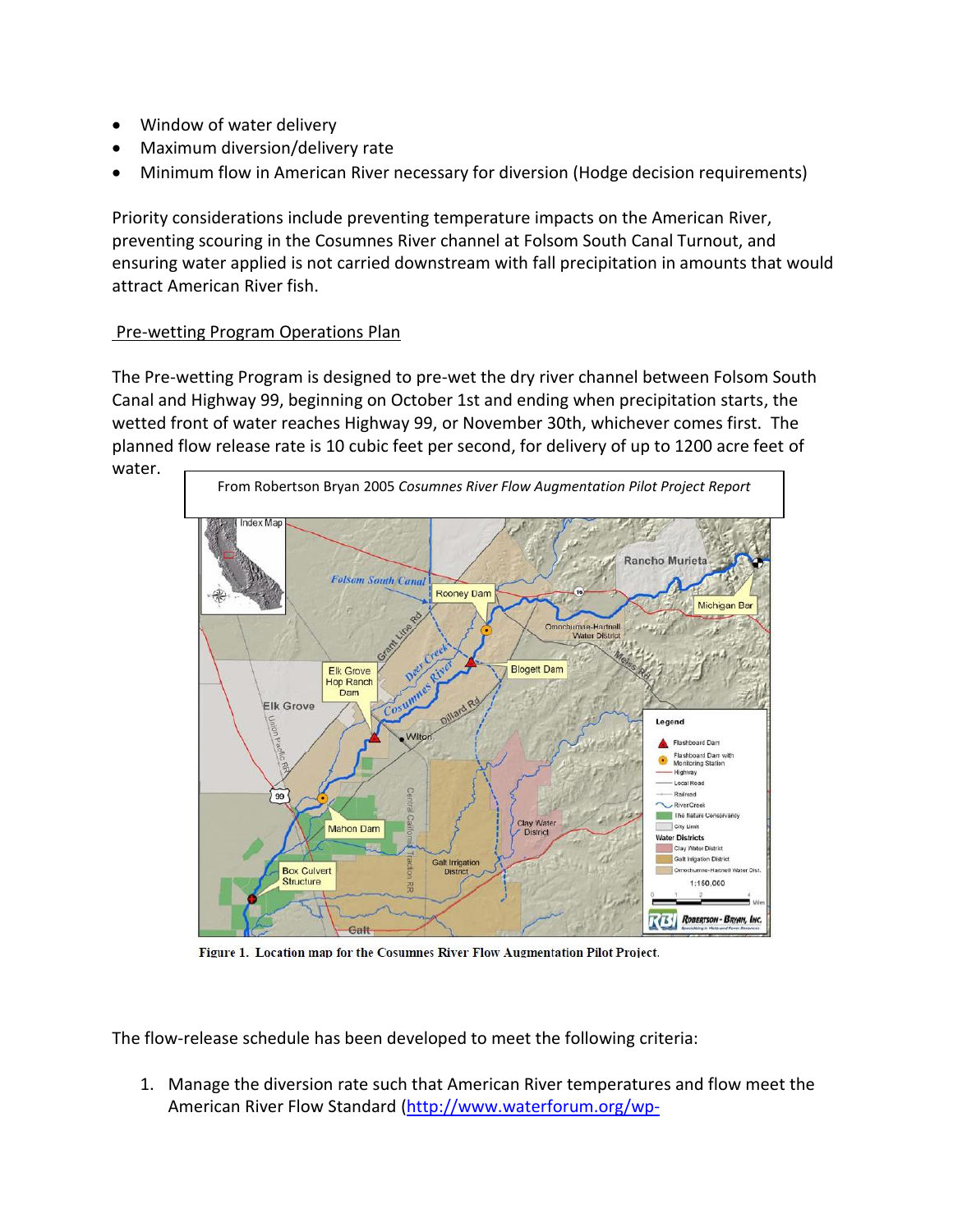- Window of water delivery
- Maximum diversion/delivery rate
- Minimum flow in American River necessary for diversion (Hodge decision requirements)

Priority considerations include preventing temperature impacts on the American River, preventing scouring in the Cosumnes River channel at Folsom South Canal Turnout, and ensuring water applied is not carried downstream with fall precipitation in amounts that would attract American River fish.

Pre-wetting Program Operations Plan

The Pre-wetting Program is designed to pre-wet the dry river channel between Folsom South Canal and Highway 99, beginning on October 1st and ending when precipitation starts, the wetted front of water reaches Highway 99, or November 30th, whichever comes first. The planned flow release rate is 10 cubic feet per second, for delivery of up to 1200 acre feet of water.

From Robertson Bryan 2005 *Cosumnes River Flow Augmentation Pilot Project Report*

**Figure 1. Location map for the Cosumnes River Flow Augmentation Pilot Project.**

The flow-release schedule has been developed to meet the following criteria:

1. Manage the diversion rate such that American River temperatures and flow meet the American River Flow Standard (http://www.waterforum.org/wp-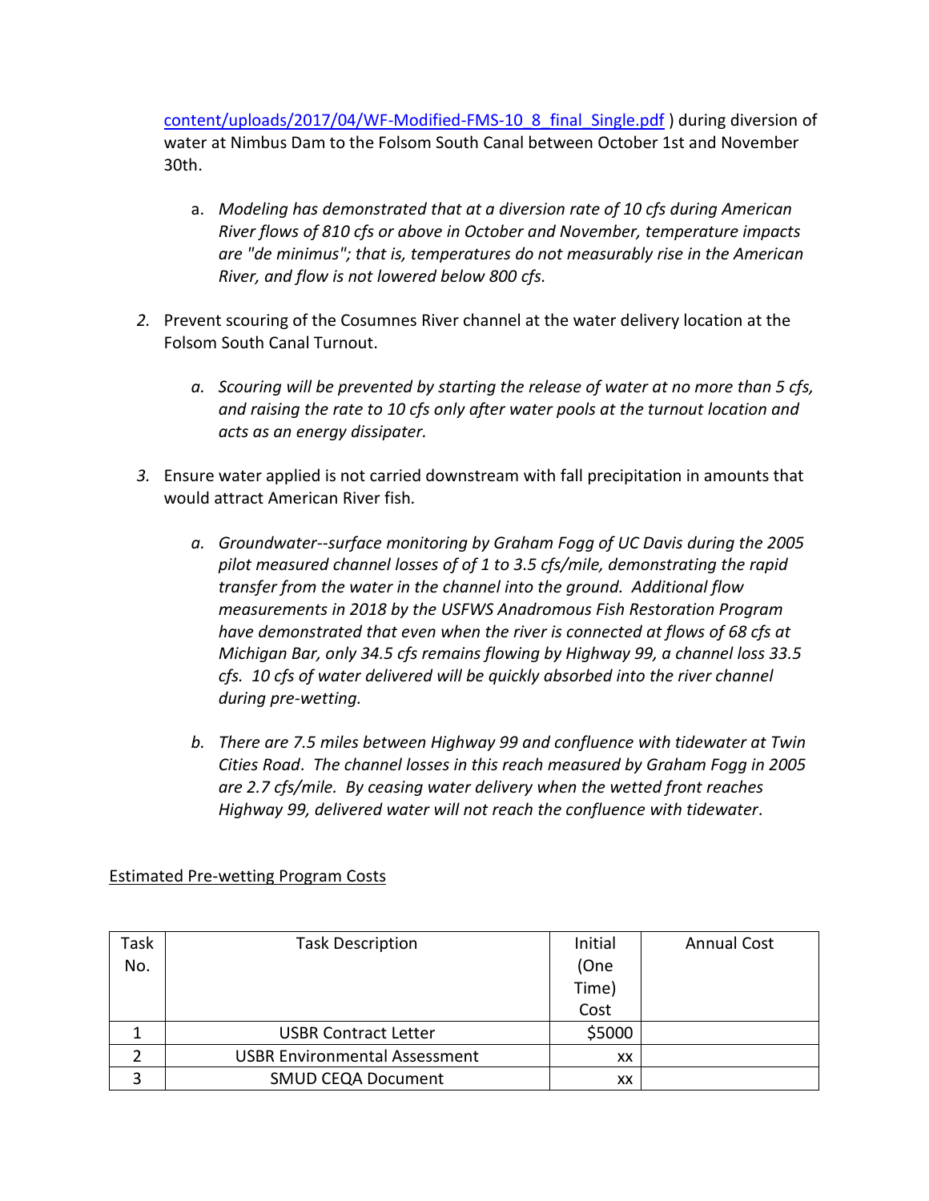content/uploads/2017/04/WF-Modified-FMS-10_8_final_Single.pdf ) during diversion of water at Nimbus Dam to the Folsom South Canal between October 1st and November 30th.

   a. *Modeling has demonstrated that at a diversion rate of 10 cfs during American River flows of 810 cfs or above in October and November, temperature impacts are "de minimus"; that is, temperatures do not measurably rise in the American River, and flow is not lowered below 800 cfs.*

2. Prevent scouring of the Cosumnes River channel at the water delivery location at the Folsom South Canal Turnout.

   a. *Scouring will be prevented by starting the release of water at no more than 5 cfs, and raising the rate to 10 cfs only after water pools at the turnout location and acts as an energy dissipater.*

3. Ensure water applied is not carried downstream with fall precipitation in amounts that would attract American River fish.

   a. *Groundwater--surface monitoring by Graham Fogg of UC Davis during the 2005 pilot measured channel losses of of 1 to 3.5 cfs/mile, demonstrating the rapid transfer from the water in the channel into the ground. Additional flow measurements in 2018 by the USFWS Anadromous Fish Restoration Program have demonstrated that even when the river is connected at flows of 68 cfs at Michigan Bar, only 34.5 cfs remains flowing by Highway 99, a channel loss 33.5 cfs. 10 cfs of water delivered will be quickly absorbed into the river channel during pre-wetting.*

   b. *There are 7.5 miles between Highway 99 and confluence with tidewater at Twin Cities Road. The channel losses in this reach measured by Graham Fogg in 2005 are 2.7 cfs/mile. By ceasing water delivery when the wetted front reaches Highway 99, delivered water will not reach the confluence with tidewater.*

<u>Estimated Pre-wetting Program Costs</u>

| Task No. | Task Description | Initial (One Time) Cost | Annual Cost |
|---|---|---|---|
| 1 | USBR Contract Letter | $5000 | |
| 2 | USBR Environmental Assessment | xx | |
| 3 | SMUD CEQA Document | xx | |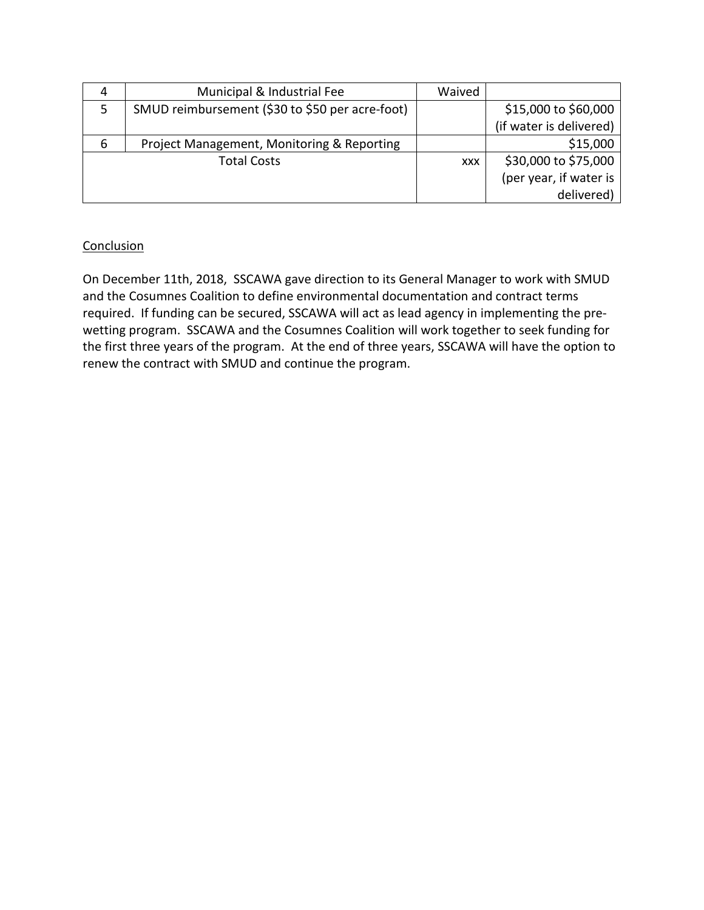| | | | |
|---|---|---|---|
| 4 | Municipal & Industrial Fee | Waived | |
| 5 | SMUD reimbursement ($30 to $50 per acre-foot) | | $15,000 to $60,000 (if water is delivered) |
| 6 | Project Management, Monitoring & Reporting | | $15,000 |
| Total Costs | | xxx | $30,000 to $75,000 (per year, if water is delivered) |

Conclusion

On December 11th, 2018, SSCAWA gave direction to its General Manager to work with SMUD and the Cosumnes Coalition to define environmental documentation and contract terms required. If funding can be secured, SSCAWA will act as lead agency in implementing the pre-wetting program. SSCAWA and the Cosumnes Coalition will work together to seek funding for the first three years of the program. At the end of three years, SSCAWA will have the option to renew the contract with SMUD and continue the program.